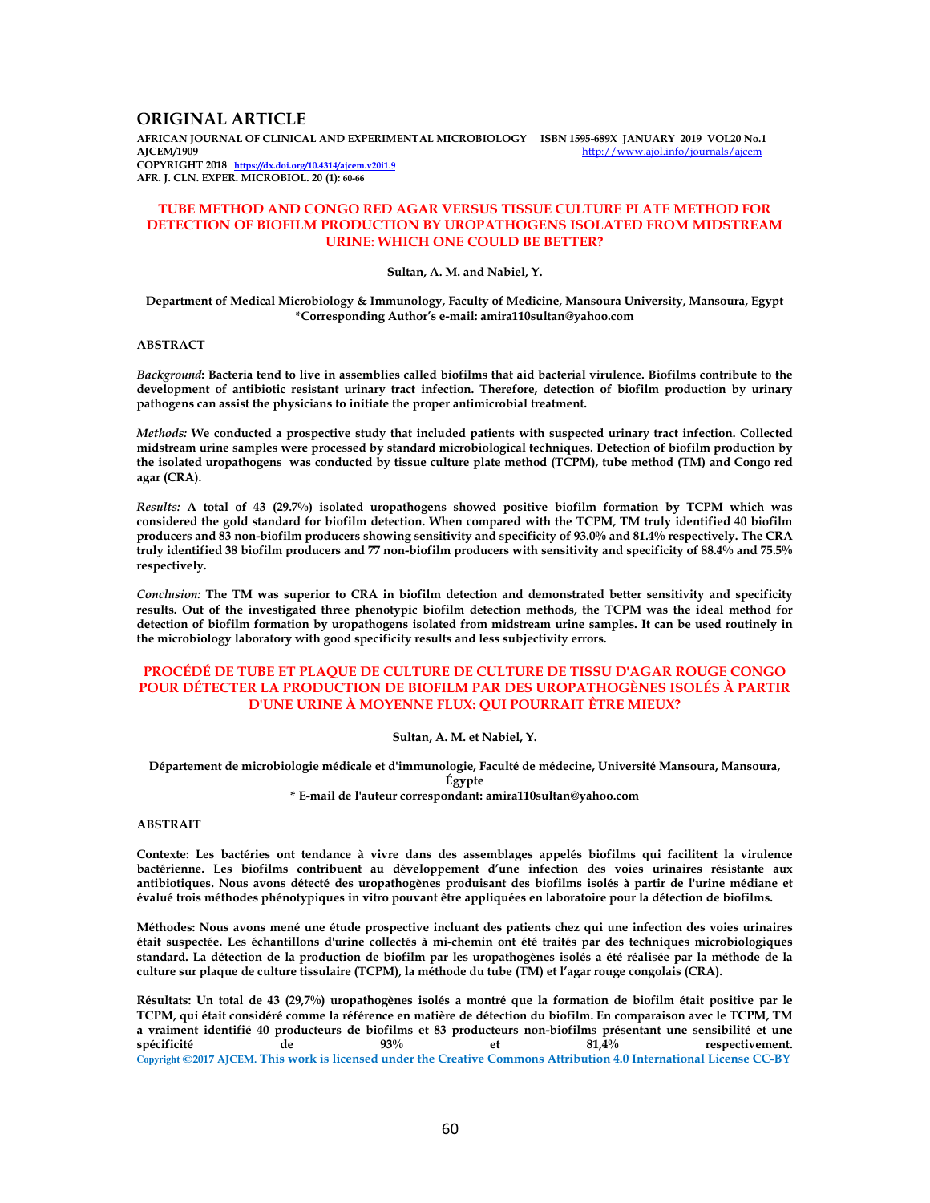## ORIGINAL ARTICLE

**AFRICAN JOURNAL OF CLINICAL AND EXPERIMENTAL MICROBIOLOGY ISBN 1595-689X JANUARY 2019 VOL20 No.1**
**AJCEM/1909** http://www.ajol.info/journals/ajcem
**COPYRIGHT 2018** https://dx.doi.org/10.4314/ajcem.v20i1.9
**AFR. J. CLN. EXPER. MICROBIOL. 20 (1): 60-66**

# TUBE METHOD AND CONGO RED AGAR VERSUS TISSUE CULTURE PLATE METHOD FOR DETECTION OF BIOFILM PRODUCTION BY UROPATHOGENS ISOLATED FROM MIDSTREAM URINE: WHICH ONE COULD BE BETTER?

**Sultan, A. M. and Nabiel, Y.**

**Department of Medical Microbiology & Immunology, Faculty of Medicine, Mansoura University, Mansoura, Egypt**
**\*Corresponding Author's e-mail: amira110sultan@yahoo.com**

## ABSTRACT

***Background*: Bacteria tend to live in assemblies called biofilms that aid bacterial virulence. Biofilms contribute to the development of antibiotic resistant urinary tract infection. Therefore, detection of biofilm production by urinary pathogens can assist the physicians to initiate the proper antimicrobial treatment.**

***Methods:* We conducted a prospective study that included patients with suspected urinary tract infection. Collected midstream urine samples were processed by standard microbiological techniques. Detection of biofilm production by the isolated uropathogens was conducted by tissue culture plate method (TCPM), tube method (TM) and Congo red agar (CRA).**

***Results:* A total of 43 (29.7%) isolated uropathogens showed positive biofilm formation by TCPM which was considered the gold standard for biofilm detection. When compared with the TCPM, TM truly identified 40 biofilm producers and 83 non-biofilm producers showing sensitivity and specificity of 93.0% and 81.4% respectively. The CRA truly identified 38 biofilm producers and 77 non-biofilm producers with sensitivity and specificity of 88.4% and 75.5% respectively.**

***Conclusion:* The TM was superior to CRA in biofilm detection and demonstrated better sensitivity and specificity results. Out of the investigated three phenotypic biofilm detection methods, the TCPM was the ideal method for detection of biofilm formation by uropathogens isolated from midstream urine samples. It can be used routinely in the microbiology laboratory with good specificity results and less subjectivity errors.**

# PROCÉDÉ DE TUBE ET PLAQUE DE CULTURE DE CULTURE DE TISSU D'AGAR ROUGE CONGO POUR DÉTECTER LA PRODUCTION DE BIOFILM PAR DES UROPATHOGÈNES ISOLÉS À PARTIR D'UNE URINE À MOYENNE FLUX: QUI POURRAIT ÊTRE MIEUX?

**Sultan, A. M. et Nabiel, Y.**

**Département de microbiologie médicale et d'immunologie, Faculté de médecine, Université Mansoura, Mansoura, Égypte**
**\* E-mail de l'auteur correspondant: amira110sultan@yahoo.com**

## ABSTRAIT

**Contexte: Les bactéries ont tendance à vivre dans des assemblages appelés biofilms qui facilitent la virulence bactérienne. Les biofilms contribuent au développement d'une infection des voies urinaires résistante aux antibiotiques. Nous avons détecté des uropathogènes produisant des biofilms isolés à partir de l'urine médiane et évalué trois méthodes phénotypiques in vitro pouvant être appliquées en laboratoire pour la détection de biofilms.**

**Méthodes: Nous avons mené une étude prospective incluant des patients chez qui une infection des voies urinaires était suspectée. Les échantillons d'urine collectés à mi-chemin ont été traités par des techniques microbiologiques standard. La détection de la production de biofilm par les uropathogènes isolés a été réalisée par la méthode de la culture sur plaque de culture tissulaire (TCPM), la méthode du tube (TM) et l'agar rouge congolais (CRA).**

**Résultats: Un total de 43 (29,7%) uropathogènes isolés a montré que la formation de biofilm était positive par le TCPM, qui était considéré comme la référence en matière de détection du biofilm. En comparaison avec le TCPM, TM a vraiment identifié 40 producteurs de biofilms et 83 producteurs non-biofilms présentant une sensibilité et une spécificité de 93% et 81,4% respectivement.**

Copyright ©2017 AJCEM. This work is licensed under the Creative Commons Attribution 4.0 International License CC-BY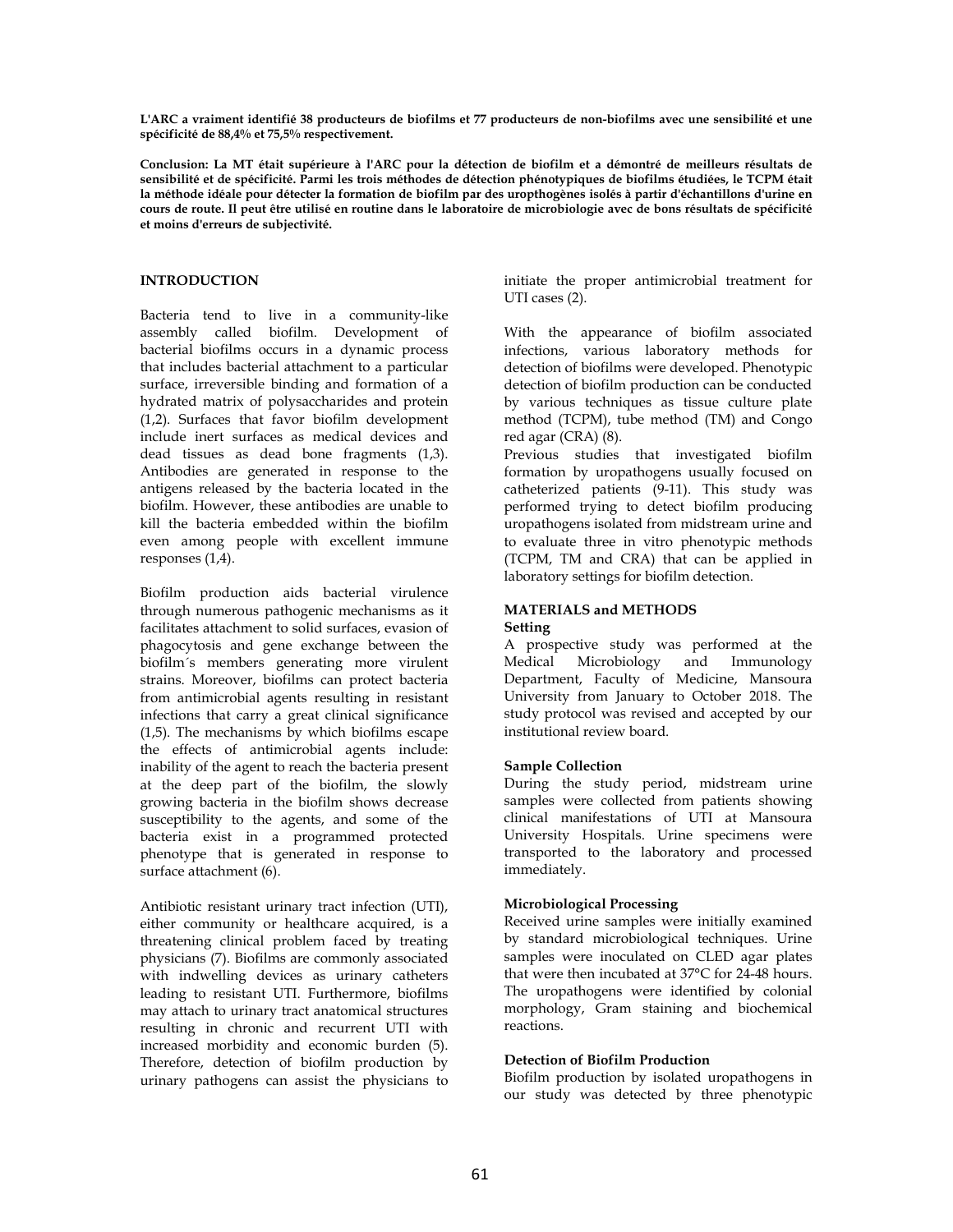**L'ARC a vraiment identifié 38 producteurs de biofilms et 77 producteurs de non-biofilms avec une sensibilité et une spécificité de 88,4% et 75,5% respectivement.**

**Conclusion: La MT était supérieure à l'ARC pour la détection de biofilm et a démontré de meilleurs résultats de sensibilité et de spécificité. Parmi les trois méthodes de détection phénotypiques de biofilms étudiées, le TCPM était la méthode idéale pour détecter la formation de biofilm par des uropthogènes isolés à partir d'échantillons d'urine en cours de route. Il peut être utilisé en routine dans le laboratoire de microbiologie avec de bons résultats de spécificité et moins d'erreurs de subjectivité.**

## INTRODUCTION

Bacteria tend to live in a community-like assembly called biofilm. Development of bacterial biofilms occurs in a dynamic process that includes bacterial attachment to a particular surface, irreversible binding and formation of a hydrated matrix of polysaccharides and protein (1,2). Surfaces that favor biofilm development include inert surfaces as medical devices and dead tissues as dead bone fragments (1,3). Antibodies are generated in response to the antigens released by the bacteria located in the biofilm. However, these antibodies are unable to kill the bacteria embedded within the biofilm even among people with excellent immune responses (1,4).

Biofilm production aids bacterial virulence through numerous pathogenic mechanisms as it facilitates attachment to solid surfaces, evasion of phagocytosis and gene exchange between the biofilm´s members generating more virulent strains. Moreover, biofilms can protect bacteria from antimicrobial agents resulting in resistant infections that carry a great clinical significance (1,5). The mechanisms by which biofilms escape the effects of antimicrobial agents include: inability of the agent to reach the bacteria present at the deep part of the biofilm, the slowly growing bacteria in the biofilm shows decrease susceptibility to the agents, and some of the bacteria exist in a programmed protected phenotype that is generated in response to surface attachment (6).

Antibiotic resistant urinary tract infection (UTI), either community or healthcare acquired, is a threatening clinical problem faced by treating physicians (7). Biofilms are commonly associated with indwelling devices as urinary catheters leading to resistant UTI. Furthermore, biofilms may attach to urinary tract anatomical structures resulting in chronic and recurrent UTI with increased morbidity and economic burden (5). Therefore, detection of biofilm production by urinary pathogens can assist the physicians to initiate the proper antimicrobial treatment for UTI cases (2).

With the appearance of biofilm associated infections, various laboratory methods for detection of biofilms were developed. Phenotypic detection of biofilm production can be conducted by various techniques as tissue culture plate method (TCPM), tube method (TM) and Congo red agar (CRA) (8).

Previous studies that investigated biofilm formation by uropathogens usually focused on catheterized patients (9-11). This study was performed trying to detect biofilm producing uropathogens isolated from midstream urine and to evaluate three in vitro phenotypic methods (TCPM, TM and CRA) that can be applied in laboratory settings for biofilm detection.

## MATERIALS and METHODS

### Setting

A prospective study was performed at the Medical Microbiology and Immunology Department, Faculty of Medicine, Mansoura University from January to October 2018. The study protocol was revised and accepted by our institutional review board.

### Sample Collection

During the study period, midstream urine samples were collected from patients showing clinical manifestations of UTI at Mansoura University Hospitals. Urine specimens were transported to the laboratory and processed immediately.

### Microbiological Processing

Received urine samples were initially examined by standard microbiological techniques. Urine samples were inoculated on CLED agar plates that were then incubated at 37°C for 24-48 hours. The uropathogens were identified by colonial morphology, Gram staining and biochemical reactions.

### Detection of Biofilm Production

Biofilm production by isolated uropathogens in our study was detected by three phenotypic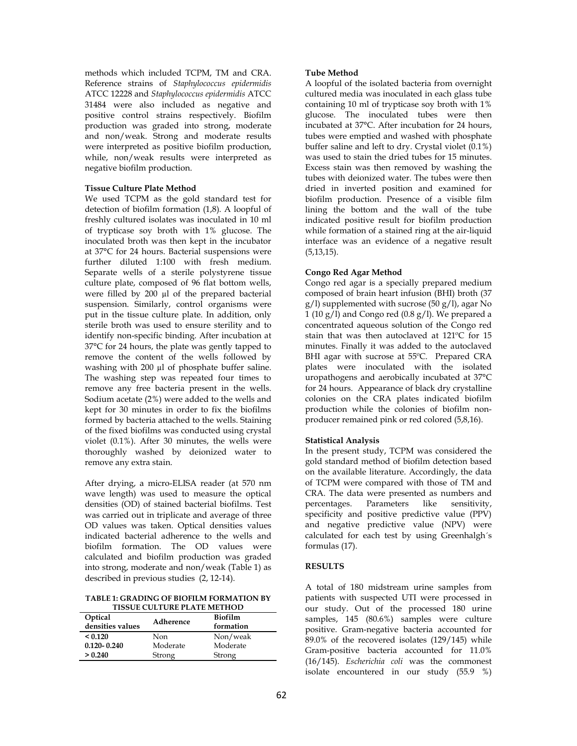methods which included TCPM, TM and CRA. Reference strains of *Staphylococcus epidermidis* ATCC 12228 and *Staphylococcus epidermidis* ATCC 31484 were also included as negative and positive control strains respectively. Biofilm production was graded into strong, moderate and non/weak. Strong and moderate results were interpreted as positive biofilm production, while, non/weak results were interpreted as negative biofilm production.

**Tissue Culture Plate Method**

We used TCPM as the gold standard test for detection of biofilm formation (1,8). A loopful of freshly cultured isolates was inoculated in 10 ml of trypticase soy broth with 1% glucose. The inoculated broth was then kept in the incubator at 37°C for 24 hours. Bacterial suspensions were further diluted 1:100 with fresh medium. Separate wells of a sterile polystyrene tissue culture plate, composed of 96 flat bottom wells, were filled by 200 µl of the prepared bacterial suspension. Similarly, control organisms were put in the tissue culture plate. In addition, only sterile broth was used to ensure sterility and to identify non-specific binding. After incubation at 37°C for 24 hours, the plate was gently tapped to remove the content of the wells followed by washing with 200 µl of phosphate buffer saline. The washing step was repeated four times to remove any free bacteria present in the wells. Sodium acetate (2%) were added to the wells and kept for 30 minutes in order to fix the biofilms formed by bacteria attached to the wells. Staining of the fixed biofilms was conducted using crystal violet (0.1%). After 30 minutes, the wells were thoroughly washed by deionized water to remove any extra stain.

After drying, a micro-ELISA reader (at 570 nm wave length) was used to measure the optical densities (OD) of stained bacterial biofilms. Test was carried out in triplicate and average of three OD values was taken. Optical densities values indicated bacterial adherence to the wells and biofilm formation. The OD values were calculated and biofilm production was graded into strong, moderate and non/weak (Table 1) as described in previous studies (2, 12-14).

**TABLE 1: GRADING OF BIOFILM FORMATION BY TISSUE CULTURE PLATE METHOD**

| Optical densities values | Adherence | Biofilm formation |
|---|---|---|
| **< 0.120** | Non | Non/weak |
| **0.120- 0.240** | Moderate | Moderate |
| **> 0.240** | Strong | Strong |

**Tube Method**

A loopful of the isolated bacteria from overnight cultured media was inoculated in each glass tube containing 10 ml of trypticase soy broth with 1% glucose. The inoculated tubes were then incubated at 37°C. After incubation for 24 hours, tubes were emptied and washed with phosphate buffer saline and left to dry. Crystal violet (0.1%) was used to stain the dried tubes for 15 minutes. Excess stain was then removed by washing the tubes with deionized water. The tubes were then dried in inverted position and examined for biofilm production. Presence of a visible film lining the bottom and the wall of the tube indicated positive result for biofilm production while formation of a stained ring at the air-liquid interface was an evidence of a negative result (5,13,15).

**Congo Red Agar Method**

Congo red agar is a specially prepared medium composed of brain heart infusion (BHI) broth (37 g/l) supplemented with sucrose (50 g/l), agar No 1 (10 g/l) and Congo red (0.8 g/l). We prepared a concentrated aqueous solution of the Congo red stain that was then autoclaved at 121ºC for 15 minutes. Finally it was added to the autoclaved BHI agar with sucrose at 55ºC. Prepared CRA plates were inoculated with the isolated uropathogens and aerobically incubated at 37°C for 24 hours. Appearance of black dry crystalline colonies on the CRA plates indicated biofilm production while the colonies of biofilm non-producer remained pink or red colored (5,8,16).

**Statistical Analysis**

In the present study, TCPM was considered the gold standard method of biofilm detection based on the available literature. Accordingly, the data of TCPM were compared with those of TM and CRA. The data were presented as numbers and percentages. Parameters like sensitivity, specificity and positive predictive value (PPV) and negative predictive value (NPV) were calculated for each test by using Greenhalgh´s formulas (17).

## RESULTS

A total of 180 midstream urine samples from patients with suspected UTI were processed in our study. Out of the processed 180 urine samples, 145 (80.6%) samples were culture positive. Gram-negative bacteria accounted for 89.0% of the recovered isolates (129/145) while Gram-positive bacteria accounted for 11.0% (16/145). *Escherichia coli* was the commonest isolate encountered in our study (55.9 %)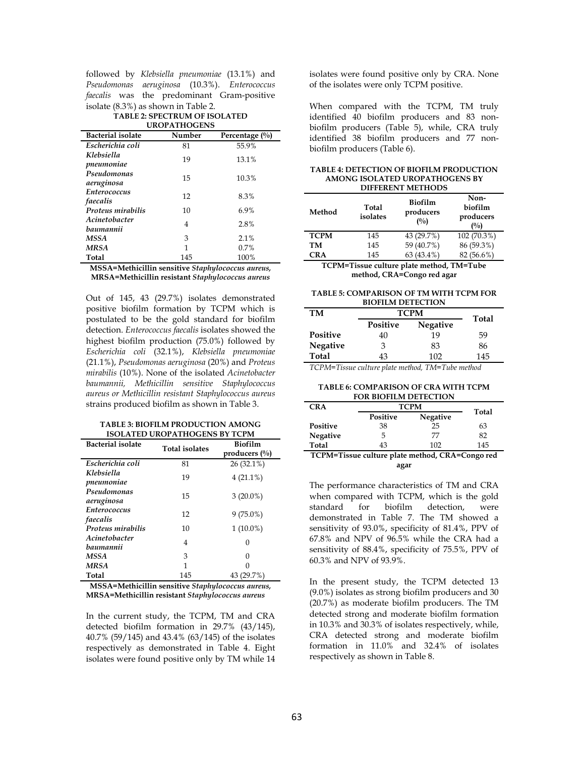followed by *Klebsiella pneumoniae* (13.1%) and *Pseudomonas aeruginosa* (10.3%). *Enterococcus faecalis* was the predominant Gram-positive isolate (8.3%) as shown in Table 2.

**TABLE 2: SPECTRUM OF ISOLATED UROPATHOGENS**

| Bacterial isolate | Number | Percentage (%) |
|---|---|---|
| *Escherichia coli* | 81 | 55.9% |
| *Klebsiella pneumoniae* | 19 | 13.1% |
| *Pseudomonas aeruginosa* | 15 | 10.3% |
| *Enterococcus faecalis* | 12 | 8.3% |
| *Proteus mirabilis* | 10 | 6.9% |
| *Acinetobacter baumannii* | 4 | 2.8% |
| *MSSA* | 3 | 2.1% |
| *MRSA* | 1 | 0.7% |
| Total | 145 | 100% |

**MSSA=Methicillin sensitive *Staphylococcus aureus*, MRSA=Methicillin resistant *Staphylococcus aureus***

Out of 145, 43 (29.7%) isolates demonstrated positive biofilm formation by TCPM which is postulated to be the gold standard for biofilm detection. *Enterococcus faecalis* isolates showed the highest biofilm production (75.0%) followed by *Escherichia coli* (32.1%), *Klebsiella pneumoniae* (21.1%), *Pseudomonas aeruginosa* (20%) and *Proteus mirabilis* (10%). None of the isolated *Acinetobacter baumannii, Methicillin sensitive Staphylococcus aureus or Methicillin resistant Staphylococcus aureus* strains produced biofilm as shown in Table 3.

**TABLE 3: BIOFILM PRODUCTION AMONG ISOLATED UROPATHOGENS BY TCPM**

| Bacterial isolate | Total isolates | Biofilm producers (%) |
|---|---|---|
| *Escherichia coli* | 81 | 26 (32.1%) |
| *Klebsiella pneumoniae* | 19 | 4 (21.1%) |
| *Pseudomonas aeruginosa* | 15 | 3 (20.0%) |
| *Enterococcus faecalis* | 12 | 9 (75.0%) |
| *Proteus mirabilis* | 10 | 1 (10.0%) |
| *Acinetobacter baumannii* | 4 | 0 |
| *MSSA* | 3 | 0 |
| *MRSA* | 1 | 0 |
| Total | 145 | 43 (29.7%) |

**MSSA=Methicillin sensitive *Staphylococcus aureus*, MRSA=Methicillin resistant *Staphylococcus aureus***

In the current study, the TCPM, TM and CRA detected biofilm formation in 29.7% (43/145), 40.7% (59/145) and 43.4% (63/145) of the isolates respectively as demonstrated in Table 4. Eight isolates were found positive only by TM while 14 isolates were found positive only by CRA. None of the isolates were only TCPM positive.

When compared with the TCPM, TM truly identified 40 biofilm producers and 83 non-biofilm producers (Table 5), while, CRA truly identified 38 biofilm producers and 77 non-biofilm producers (Table 6).

**TABLE 4: DETECTION OF BIOFILM PRODUCTION AMONG ISOLATED UROPATHOGENS BY DIFFERENT METHODS**

| Method | Total isolates | Biofilm producers (%) | Non-biofilm producers (%) |
|---|---|---|---|
| TCPM | 145 | 43 (29.7%) | 102 (70.3%) |
| TM | 145 | 59 (40.7%) | 86 (59.3%) |
| CRA | 145 | 63 (43.4%) | 82 (56.6%) |

**TCPM=Tissue culture plate method, TM=Tube method, CRA=Congo red agar**

**TABLE 5: COMPARISON OF TM WITH TCPM FOR BIOFILM DETECTION**

| TM | TCPM | | Total |
|---|---|---|---|
| | Positive | Negative | |
| Positive | 40 | 19 | 59 |
| Negative | 3 | 83 | 86 |
| Total | 43 | 102 | 145 |

*TCPM=Tissue culture plate method, TM=Tube method*

**TABLE 6: COMPARISON OF CRA WITH TCPM FOR BIOFILM DETECTION**

| CRA | TCPM | | Total |
|---|---|---|---|
| | Positive | Negative | |
| Positive | 38 | 25 | 63 |
| Negative | 5 | 77 | 82 |
| Total | 43 | 102 | 145 |

**TCPM=Tissue culture plate method, CRA=Congo red agar**

The performance characteristics of TM and CRA when compared with TCPM, which is the gold standard for biofilm detection, were demonstrated in Table 7. The TM showed a sensitivity of 93.0%, specificity of 81.4%, PPV of 67.8% and NPV of 96.5% while the CRA had a sensitivity of 88.4%, specificity of 75.5%, PPV of 60.3% and NPV of 93.9%.

In the present study, the TCPM detected 13 (9.0%) isolates as strong biofilm producers and 30 (20.7%) as moderate biofilm producers. The TM detected strong and moderate biofilm formation in 10.3% and 30.3% of isolates respectively, while, CRA detected strong and moderate biofilm formation in 11.0% and 32.4% of isolates respectively as shown in Table 8.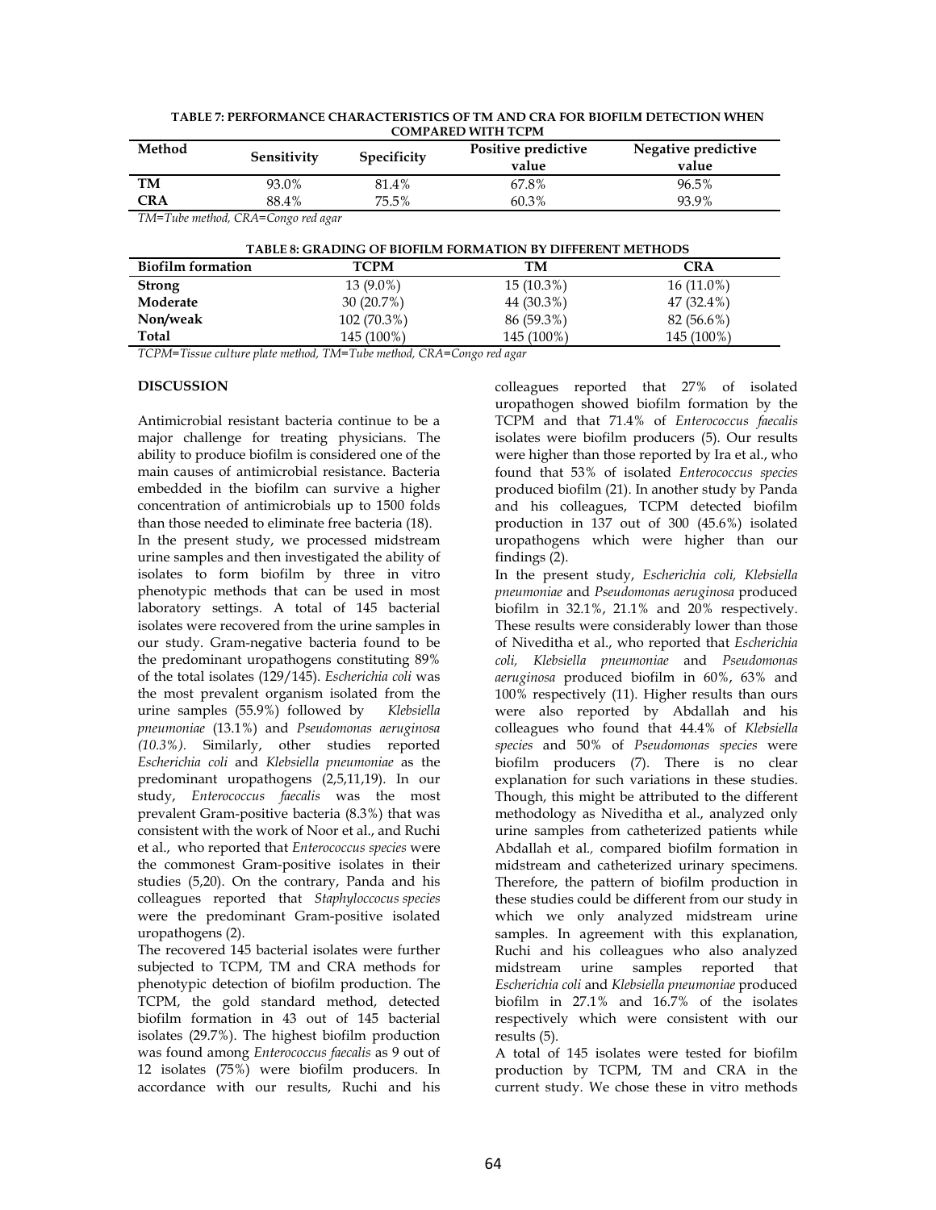**TABLE 7: PERFORMANCE CHARACTERISTICS OF TM AND CRA FOR BIOFILM DETECTION WHEN COMPARED WITH TCPM**

| Method | Sensitivity | Specificity | Positive predictive value | Negative predictive value |
|---|---|---|---|---|
| **TM** | 93.0% | 81.4% | 67.8% | 96.5% |
| **CRA** | 88.4% | 75.5% | 60.3% | 93.9% |

*TM=Tube method, CRA=Congo red agar*

**TABLE 8: GRADING OF BIOFILM FORMATION BY DIFFERENT METHODS**

| Biofilm formation | TCPM | TM | CRA |
|---|---|---|---|
| **Strong** | 13 (9.0%) | 15 (10.3%) | 16 (11.0%) |
| **Moderate** | 30 (20.7%) | 44 (30.3%) | 47 (32.4%) |
| **Non/weak** | 102 (70.3%) | 86 (59.3%) | 82 (56.6%) |
| **Total** | 145 (100%) | 145 (100%) | 145 (100%) |

*TCPM=Tissue culture plate method, TM=Tube method, CRA=Congo red agar*

## DISCUSSION

Antimicrobial resistant bacteria continue to be a major challenge for treating physicians. The ability to produce biofilm is considered one of the main causes of antimicrobial resistance. Bacteria embedded in the biofilm can survive a higher concentration of antimicrobials up to 1500 folds than those needed to eliminate free bacteria (18).

In the present study, we processed midstream urine samples and then investigated the ability of isolates to form biofilm by three in vitro phenotypic methods that can be used in most laboratory settings. A total of 145 bacterial isolates were recovered from the urine samples in our study. Gram-negative bacteria found to be the predominant uropathogens constituting 89% of the total isolates (129/145). *Escherichia coli* was the most prevalent organism isolated from the urine samples (55.9%) followed by *Klebsiella pneumoniae* (13.1%) and *Pseudomonas aeruginosa (10.3%).* Similarly, other studies reported *Escherichia coli* and *Klebsiella pneumoniae* as the predominant uropathogens (2,5,11,19). In our study, *Enterococcus faecalis* was the most prevalent Gram-positive bacteria (8.3%) that was consistent with the work of Noor et al., and Ruchi et al., who reported that *Enterococcus species* were the commonest Gram-positive isolates in their studies (5,20). On the contrary, Panda and his colleagues reported that *Staphyloccocus species* were the predominant Gram-positive isolated uropathogens (2).

The recovered 145 bacterial isolates were further subjected to TCPM, TM and CRA methods for phenotypic detection of biofilm production. The TCPM, the gold standard method, detected biofilm formation in 43 out of 145 bacterial isolates (29.7%). The highest biofilm production was found among *Enterococcus faecalis* as 9 out of 12 isolates (75%) were biofilm producers. In accordance with our results, Ruchi and his colleagues reported that 27% of isolated uropathogen showed biofilm formation by the TCPM and that 71.4% of *Enterococcus faecalis* isolates were biofilm producers (5). Our results were higher than those reported by Ira et al., who found that 53% of isolated *Enterococcus species* produced biofilm (21). In another study by Panda and his colleagues, TCPM detected biofilm production in 137 out of 300 (45.6%) isolated uropathogens which were higher than our findings (2).

In the present study, *Escherichia coli, Klebsiella pneumoniae* and *Pseudomonas aeruginosa* produced biofilm in 32.1%, 21.1% and 20% respectively. These results were considerably lower than those of Niveditha et al., who reported that *Escherichia coli, Klebsiella pneumoniae* and *Pseudomonas aeruginosa* produced biofilm in 60%, 63% and 100% respectively (11). Higher results than ours were also reported by Abdallah and his colleagues who found that 44.4% of *Klebsiella species* and 50% of *Pseudomonas species* were biofilm producers (7). There is no clear explanation for such variations in these studies. Though, this might be attributed to the different methodology as Niveditha et al., analyzed only urine samples from catheterized patients while Abdallah et al., compared biofilm formation in midstream and catheterized urinary specimens. Therefore, the pattern of biofilm production in these studies could be different from our study in which we only analyzed midstream urine samples. In agreement with this explanation, Ruchi and his colleagues who also analyzed midstream urine samples reported that *Escherichia coli* and *Klebsiella pneumoniae* produced biofilm in 27.1% and 16.7% of the isolates respectively which were consistent with our results (5).

A total of 145 isolates were tested for biofilm production by TCPM, TM and CRA in the current study. We chose these in vitro methods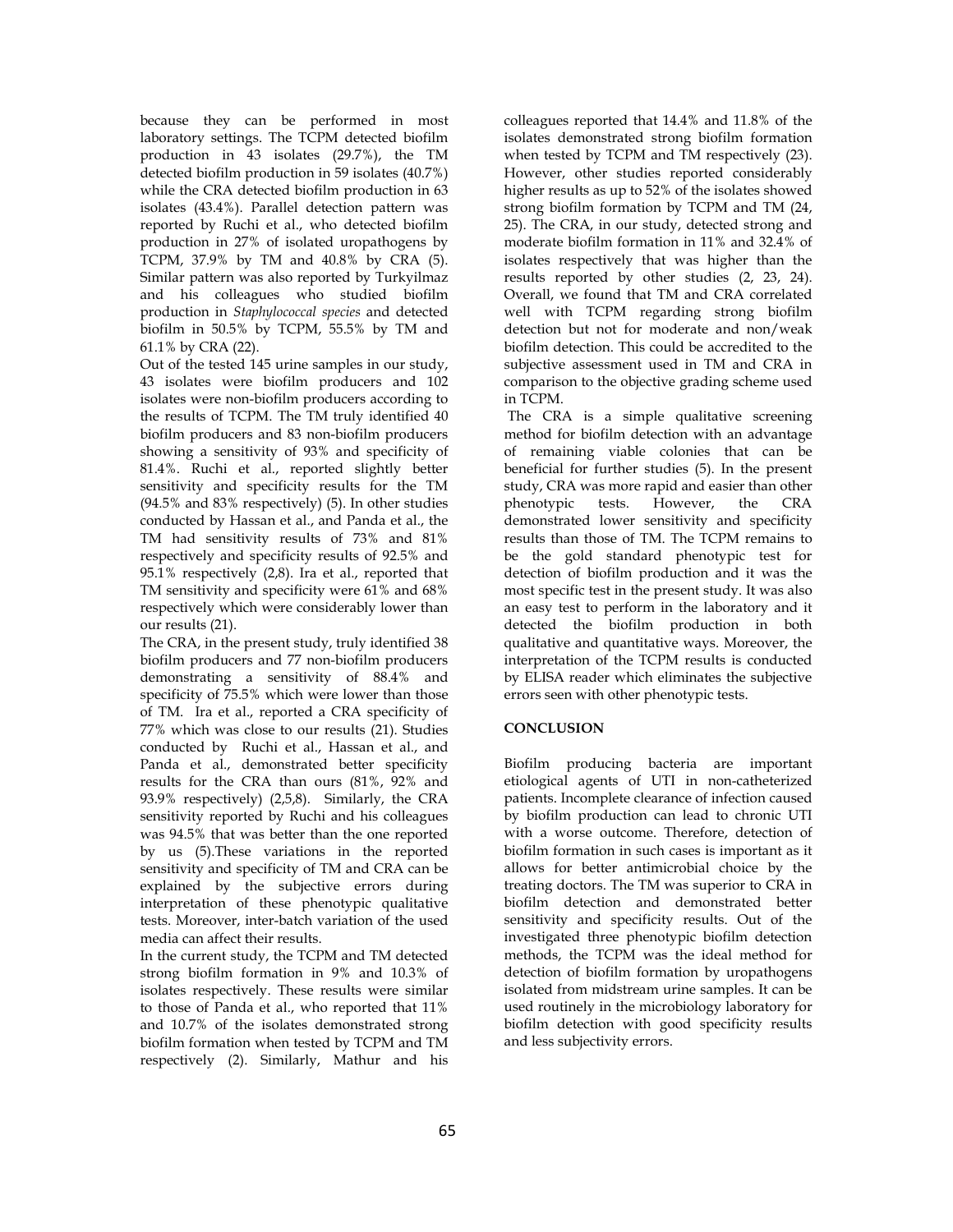because they can be performed in most laboratory settings. The TCPM detected biofilm production in 43 isolates (29.7%), the TM detected biofilm production in 59 isolates (40.7%) while the CRA detected biofilm production in 63 isolates (43.4%). Parallel detection pattern was reported by Ruchi et al., who detected biofilm production in 27% of isolated uropathogens by TCPM, 37.9% by TM and 40.8% by CRA (5). Similar pattern was also reported by Turkyilmaz and his colleagues who studied biofilm production in *Staphylococcal species* and detected biofilm in 50.5% by TCPM, 55.5% by TM and 61.1% by CRA (22).

Out of the tested 145 urine samples in our study, 43 isolates were biofilm producers and 102 isolates were non-biofilm producers according to the results of TCPM. The TM truly identified 40 biofilm producers and 83 non-biofilm producers showing a sensitivity of 93% and specificity of 81.4%. Ruchi et al., reported slightly better sensitivity and specificity results for the TM (94.5% and 83% respectively) (5). In other studies conducted by Hassan et al., and Panda et al., the TM had sensitivity results of 73% and 81% respectively and specificity results of 92.5% and 95.1% respectively (2,8). Ira et al., reported that TM sensitivity and specificity were 61% and 68% respectively which were considerably lower than our results (21).

The CRA, in the present study, truly identified 38 biofilm producers and 77 non-biofilm producers demonstrating a sensitivity of 88.4% and specificity of 75.5% which were lower than those of TM. Ira et al., reported a CRA specificity of 77% which was close to our results (21). Studies conducted by Ruchi et al., Hassan et al., and Panda et al., demonstrated better specificity results for the CRA than ours (81%, 92% and 93.9% respectively) (2,5,8). Similarly, the CRA sensitivity reported by Ruchi and his colleagues was 94.5% that was better than the one reported by us (5).These variations in the reported sensitivity and specificity of TM and CRA can be explained by the subjective errors during interpretation of these phenotypic qualitative tests. Moreover, inter-batch variation of the used media can affect their results.

In the current study, the TCPM and TM detected strong biofilm formation in 9% and 10.3% of isolates respectively. These results were similar to those of Panda et al., who reported that 11% and 10.7% of the isolates demonstrated strong biofilm formation when tested by TCPM and TM respectively (2). Similarly, Mathur and his colleagues reported that 14.4% and 11.8% of the isolates demonstrated strong biofilm formation when tested by TCPM and TM respectively (23). However, other studies reported considerably higher results as up to 52% of the isolates showed strong biofilm formation by TCPM and TM (24, 25). The CRA, in our study, detected strong and moderate biofilm formation in 11% and 32.4% of isolates respectively that was higher than the results reported by other studies (2, 23, 24). Overall, we found that TM and CRA correlated well with TCPM regarding strong biofilm detection but not for moderate and non/weak biofilm detection. This could be accredited to the subjective assessment used in TM and CRA in comparison to the objective grading scheme used in TCPM.

The CRA is a simple qualitative screening method for biofilm detection with an advantage of remaining viable colonies that can be beneficial for further studies (5). In the present study, CRA was more rapid and easier than other phenotypic tests. However, the CRA demonstrated lower sensitivity and specificity results than those of TM. The TCPM remains to be the gold standard phenotypic test for detection of biofilm production and it was the most specific test in the present study. It was also an easy test to perform in the laboratory and it detected the biofilm production in both qualitative and quantitative ways. Moreover, the interpretation of the TCPM results is conducted by ELISA reader which eliminates the subjective errors seen with other phenotypic tests.

## CONCLUSION

Biofilm producing bacteria are important etiological agents of UTI in non-catheterized patients. Incomplete clearance of infection caused by biofilm production can lead to chronic UTI with a worse outcome. Therefore, detection of biofilm formation in such cases is important as it allows for better antimicrobial choice by the treating doctors. The TM was superior to CRA in biofilm detection and demonstrated better sensitivity and specificity results. Out of the investigated three phenotypic biofilm detection methods, the TCPM was the ideal method for detection of biofilm formation by uropathogens isolated from midstream urine samples. It can be used routinely in the microbiology laboratory for biofilm detection with good specificity results and less subjectivity errors.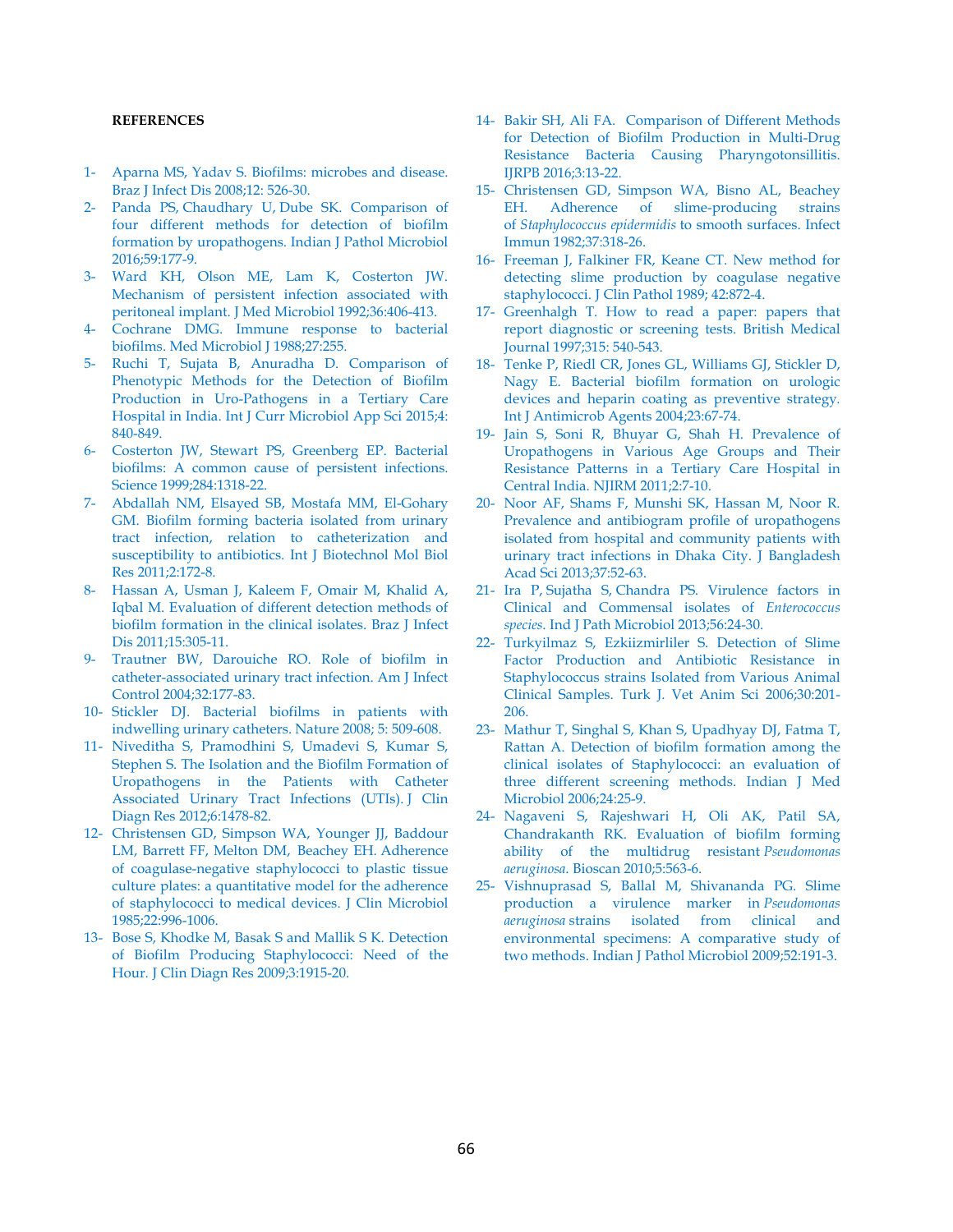**REFERENCES**

1- Aparna MS, Yadav S. Biofilms: microbes and disease. Braz J Infect Dis 2008;12: 526-30.
2- Panda PS, Chaudhary U, Dube SK. Comparison of four different methods for detection of biofilm formation by uropathogens. Indian J Pathol Microbiol 2016;59:177-9.
3- Ward KH, Olson ME, Lam K, Costerton JW. Mechanism of persistent infection associated with peritoneal implant. J Med Microbiol 1992;36:406-413.
4- Cochrane DMG. Immune response to bacterial biofilms. Med Microbiol J 1988;27:255.
5- Ruchi T, Sujata B, Anuradha D. Comparison of Phenotypic Methods for the Detection of Biofilm Production in Uro-Pathogens in a Tertiary Care Hospital in India. Int J Curr Microbiol App Sci 2015;4: 840-849.
6- Costerton JW, Stewart PS, Greenberg EP. Bacterial biofilms: A common cause of persistent infections. Science 1999;284:1318-22.
7- Abdallah NM, Elsayed SB, Mostafa MM, El-Gohary GM. Biofilm forming bacteria isolated from urinary tract infection, relation to catheterization and susceptibility to antibiotics. Int J Biotechnol Mol Biol Res 2011;2:172-8.
8- Hassan A, Usman J, Kaleem F, Omair M, Khalid A, Iqbal M. Evaluation of different detection methods of biofilm formation in the clinical isolates. Braz J Infect Dis 2011;15:305-11.
9- Trautner BW, Darouiche RO. Role of biofilm in catheter-associated urinary tract infection. Am J Infect Control 2004;32:177-83.
10- Stickler DJ. Bacterial biofilms in patients with indwelling urinary catheters. Nature 2008; 5: 509-608.
11- Niveditha S, Pramodhini S, Umadevi S, Kumar S, Stephen S. The Isolation and the Biofilm Formation of Uropathogens in the Patients with Catheter Associated Urinary Tract Infections (UTIs). J Clin Diagn Res 2012;6:1478-82.
12- Christensen GD, Simpson WA, Younger JJ, Baddour LM, Barrett FF, Melton DM, Beachey EH. Adherence of coagulase-negative staphylococci to plastic tissue culture plates: a quantitative model for the adherence of staphylococci to medical devices. J Clin Microbiol 1985;22:996-1006.
13- Bose S, Khodke M, Basak S and Mallik S K. Detection of Biofilm Producing Staphylococci: Need of the Hour. J Clin Diagn Res 2009;3:1915-20.
14- Bakir SH, Ali FA. Comparison of Different Methods for Detection of Biofilm Production in Multi-Drug Resistance Bacteria Causing Pharyngotonsillitis. IJRPB 2016;3:13-22.
15- Christensen GD, Simpson WA, Bisno AL, Beachey EH. Adherence of slime-producing strains of *Staphylococcus epidermidis* to smooth surfaces. Infect Immun 1982;37:318-26.
16- Freeman J, Falkiner FR, Keane CT. New method for detecting slime production by coagulase negative staphylococci. J Clin Pathol 1989; 42:872-4.
17- Greenhalgh T. How to read a paper: papers that report diagnostic or screening tests. British Medical Journal 1997;315: 540-543.
18- Tenke P, Riedl CR, Jones GL, Williams GJ, Stickler D, Nagy E. Bacterial biofilm formation on urologic devices and heparin coating as preventive strategy. Int J Antimicrob Agents 2004;23:67-74.
19- Jain S, Soni R, Bhuyar G, Shah H. Prevalence of Uropathogens in Various Age Groups and Their Resistance Patterns in a Tertiary Care Hospital in Central India. NJIRM 2011;2:7-10.
20- Noor AF, Shams F, Munshi SK, Hassan M, Noor R. Prevalence and antibiogram profile of uropathogens isolated from hospital and community patients with urinary tract infections in Dhaka City. J Bangladesh Acad Sci 2013;37:52-63.
21- Ira P, Sujatha S, Chandra PS. Virulence factors in Clinical and Commensal isolates of *Enterococcus species*. Ind J Path Microbiol 2013;56:24-30.
22- Turkyilmaz S, Ezkiizmirliler S. Detection of Slime Factor Production and Antibiotic Resistance in Staphylococcus strains Isolated from Various Animal Clinical Samples. Turk J. Vet Anim Sci 2006;30:201-206.
23- Mathur T, Singhal S, Khan S, Upadhyay DJ, Fatma T, Rattan A. Detection of biofilm formation among the clinical isolates of Staphylococci: an evaluation of three different screening methods. Indian J Med Microbiol 2006;24:25-9.
24- Nagaveni S, Rajeshwari H, Oli AK, Patil SA, Chandrakanth RK. Evaluation of biofilm forming ability of the multidrug resistant *Pseudomonas aeruginosa*. Bioscan 2010;5:563-6.
25- Vishnuprasad S, Ballal M, Shivananda PG. Slime production a virulence marker in *Pseudomonas aeruginosa* strains isolated from clinical and environmental specimens: A comparative study of two methods. Indian J Pathol Microbiol 2009;52:191-3.